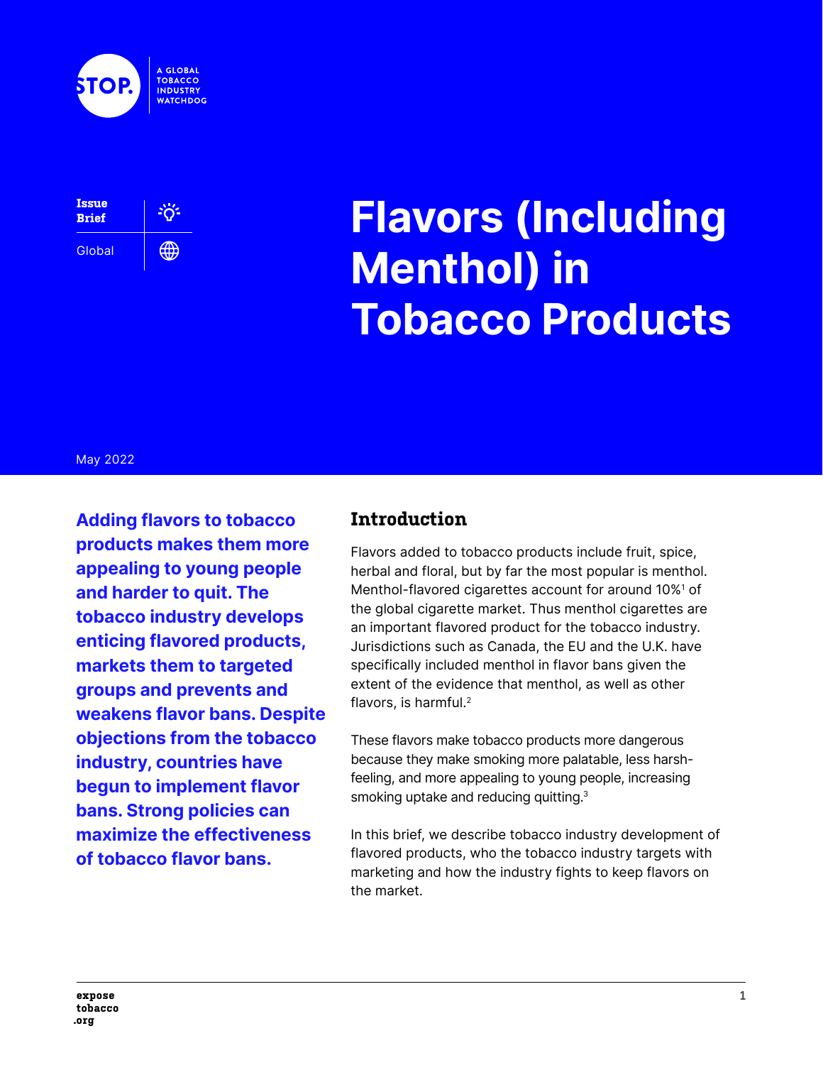STOP. A GLOBAL TOBACCO INDUSTRY WATCHDOG

Issue Brief

Global

# Flavors (Including Menthol) in Tobacco Products

May 2022

**Adding flavors to tobacco products makes them more appealing to young people and harder to quit. The tobacco industry develops enticing flavored products, markets them to targeted groups and prevents and weakens flavor bans. Despite objections from the tobacco industry, countries have begun to implement flavor bans. Strong policies can maximize the effectiveness of tobacco flavor bans.**

## Introduction

Flavors added to tobacco products include fruit, spice, herbal and floral, but by far the most popular is menthol. Menthol-flavored cigarettes account for around 10%[1] of the global cigarette market. Thus menthol cigarettes are an important flavored product for the tobacco industry. Jurisdictions such as Canada, the EU and the U.K. have specifically included menthol in flavor bans given the extent of the evidence that menthol, as well as other flavors, is harmful.[2]

These flavors make tobacco products more dangerous because they make smoking more palatable, less harsh-feeling, and more appealing to young people, increasing smoking uptake and reducing quitting.[3]

In this brief, we describe tobacco industry development of flavored products, who the tobacco industry targets with marketing and how the industry fights to keep flavors on the market.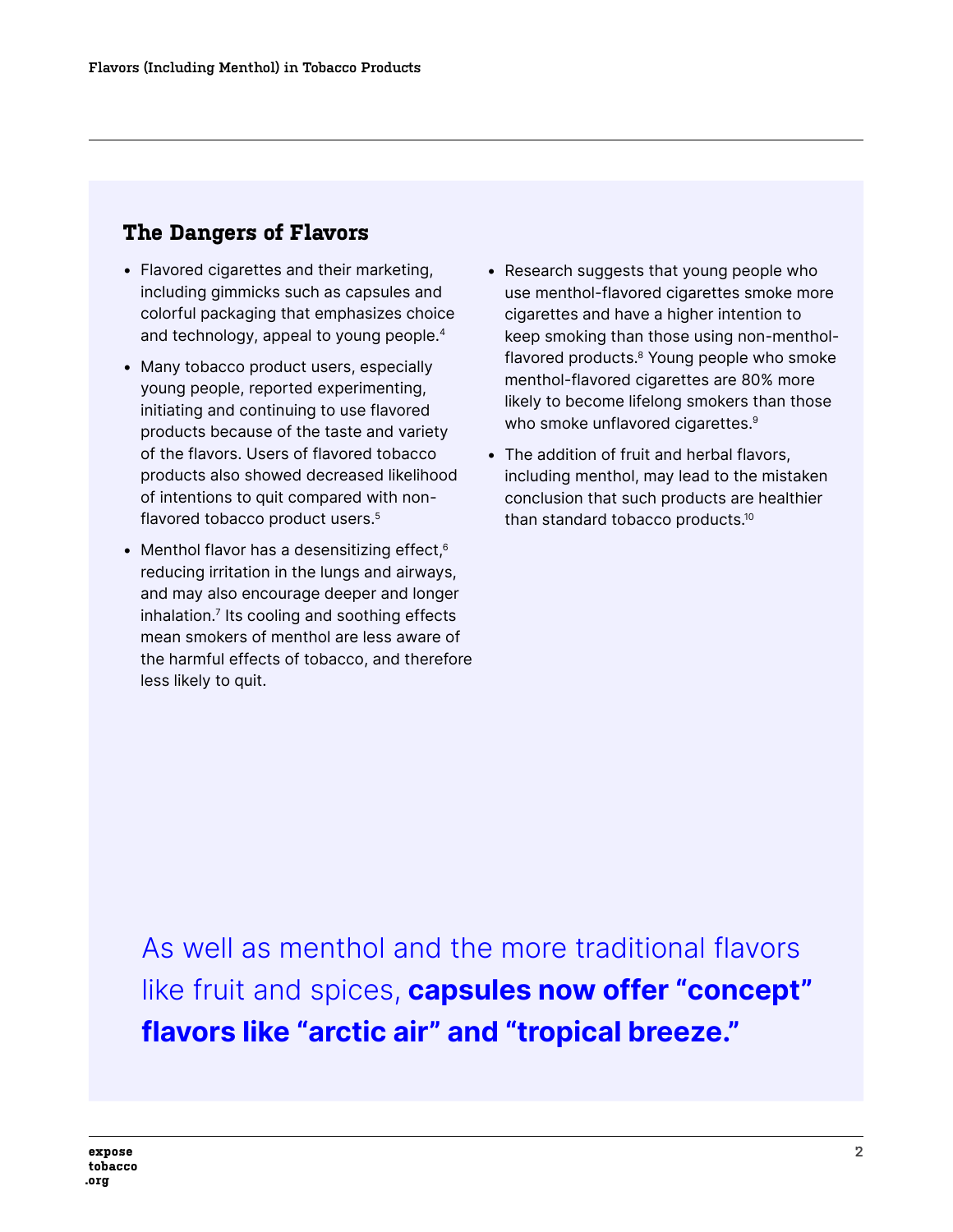## The Dangers of Flavors

- Flavored cigarettes and their marketing, including gimmicks such as capsules and colorful packaging that emphasizes choice and technology, appeal to young people.[4]
- Many tobacco product users, especially young people, reported experimenting, initiating and continuing to use flavored products because of the taste and variety of the flavors. Users of flavored tobacco products also showed decreased likelihood of intentions to quit compared with non-flavored tobacco product users.[5]
- Menthol flavor has a desensitizing effect,[6] reducing irritation in the lungs and airways, and may also encourage deeper and longer inhalation.[7] Its cooling and soothing effects mean smokers of menthol are less aware of the harmful effects of tobacco, and therefore less likely to quit.
- Research suggests that young people who use menthol-flavored cigarettes smoke more cigarettes and have a higher intention to keep smoking than those using non-menthol-flavored products.[8] Young people who smoke menthol-flavored cigarettes are 80% more likely to become lifelong smokers than those who smoke unflavored cigarettes.[9]
- The addition of fruit and herbal flavors, including menthol, may lead to the mistaken conclusion that such products are healthier than standard tobacco products.[10]

As well as menthol and the more traditional flavors like fruit and spices, **capsules now offer "concept" flavors like "arctic air" and "tropical breeze."**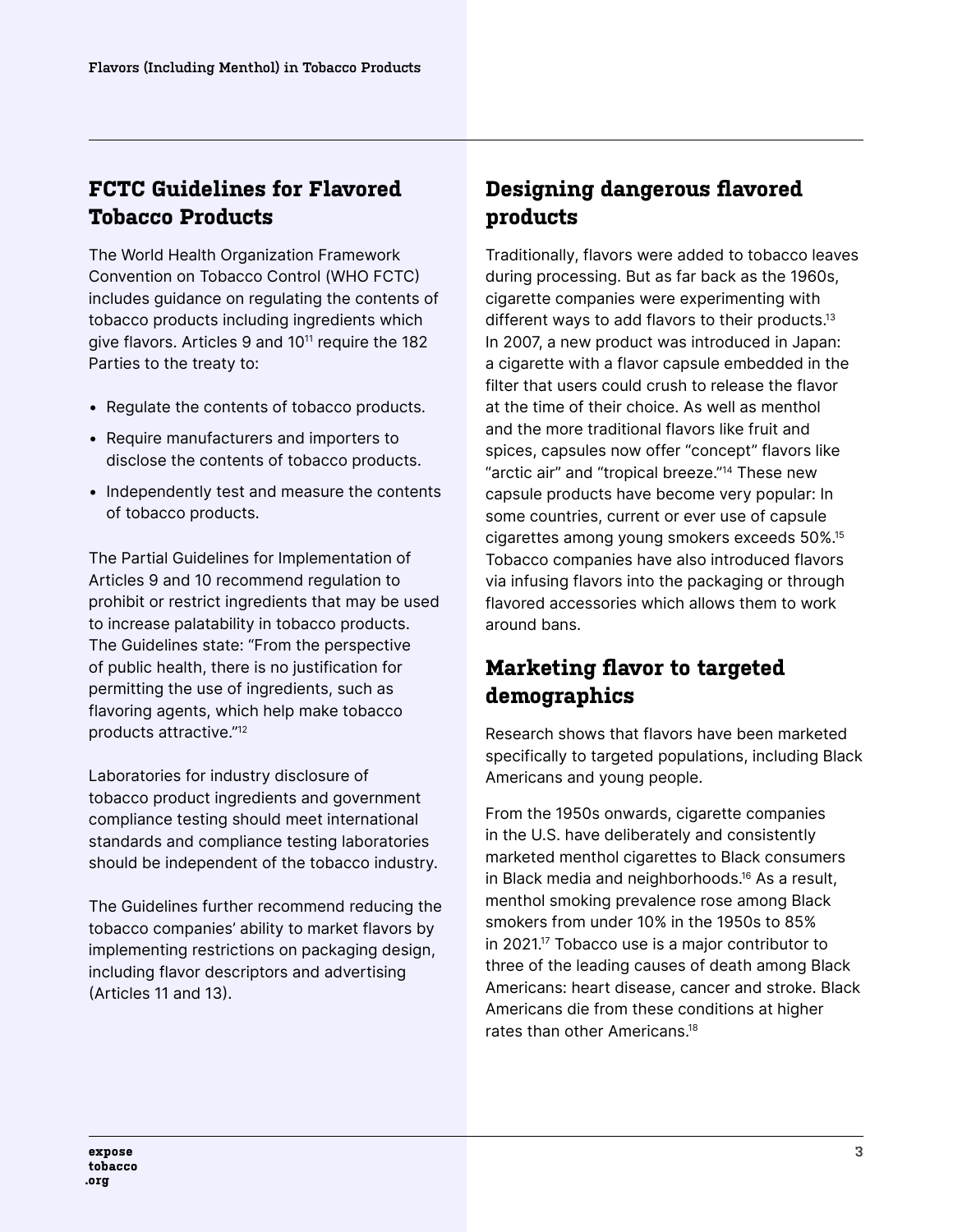## FCTC Guidelines for Flavored Tobacco Products

The World Health Organization Framework Convention on Tobacco Control (WHO FCTC) includes guidance on regulating the contents of tobacco products including ingredients which give flavors. Articles 9 and 10[11] require the 182 Parties to the treaty to:

- Regulate the contents of tobacco products.
- Require manufacturers and importers to disclose the contents of tobacco products.
- Independently test and measure the contents of tobacco products.

The Partial Guidelines for Implementation of Articles 9 and 10 recommend regulation to prohibit or restrict ingredients that may be used to increase palatability in tobacco products. The Guidelines state: "From the perspective of public health, there is no justification for permitting the use of ingredients, such as flavoring agents, which help make tobacco products attractive."[12]

Laboratories for industry disclosure of tobacco product ingredients and government compliance testing should meet international standards and compliance testing laboratories should be independent of the tobacco industry.

The Guidelines further recommend reducing the tobacco companies' ability to market flavors by implementing restrictions on packaging design, including flavor descriptors and advertising (Articles 11 and 13).

## Designing dangerous flavored products

Traditionally, flavors were added to tobacco leaves during processing. But as far back as the 1960s, cigarette companies were experimenting with different ways to add flavors to their products.[13] In 2007, a new product was introduced in Japan: a cigarette with a flavor capsule embedded in the filter that users could crush to release the flavor at the time of their choice. As well as menthol and the more traditional flavors like fruit and spices, capsules now offer "concept" flavors like "arctic air" and "tropical breeze."[14] These new capsule products have become very popular: In some countries, current or ever use of capsule cigarettes among young smokers exceeds 50%.[15] Tobacco companies have also introduced flavors via infusing flavors into the packaging or through flavored accessories which allows them to work around bans.

## Marketing flavor to targeted demographics

Research shows that flavors have been marketed specifically to targeted populations, including Black Americans and young people.

From the 1950s onwards, cigarette companies in the U.S. have deliberately and consistently marketed menthol cigarettes to Black consumers in Black media and neighborhoods.[16] As a result, menthol smoking prevalence rose among Black smokers from under 10% in the 1950s to 85% in 2021.[17] Tobacco use is a major contributor to three of the leading causes of death among Black Americans: heart disease, cancer and stroke. Black Americans die from these conditions at higher rates than other Americans.[18]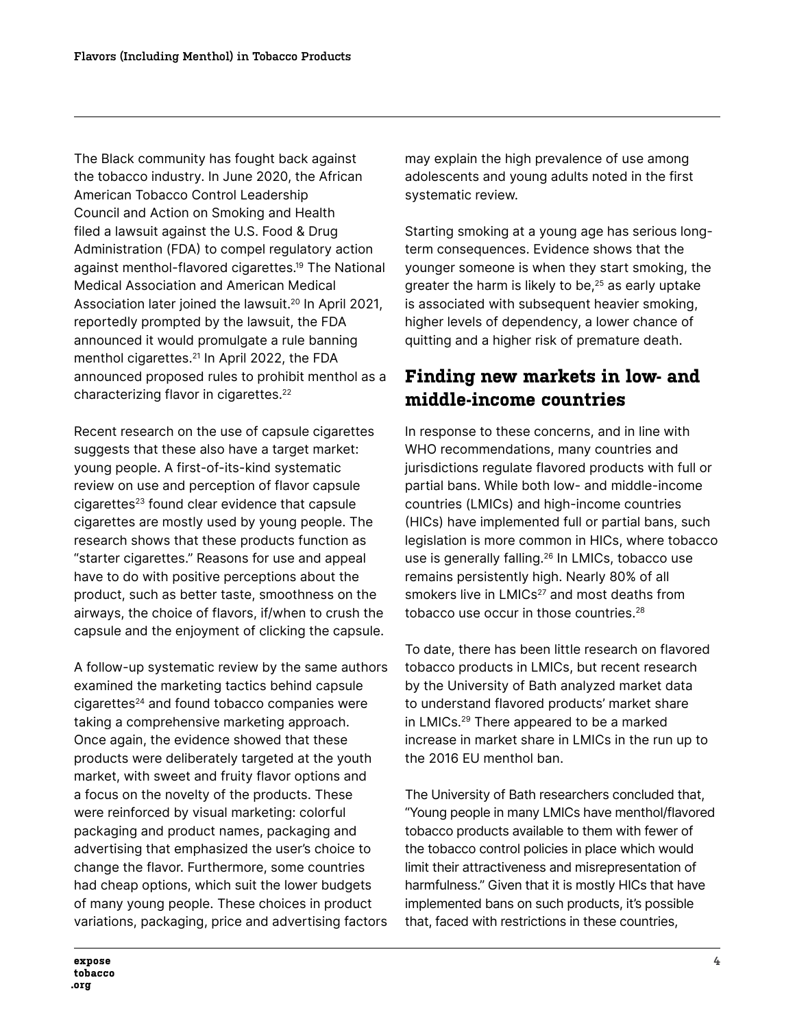The Black community has fought back against the tobacco industry. In June 2020, the African American Tobacco Control Leadership Council and Action on Smoking and Health filed a lawsuit against the U.S. Food & Drug Administration (FDA) to compel regulatory action against menthol-flavored cigarettes.[19] The National Medical Association and American Medical Association later joined the lawsuit.[20] In April 2021, reportedly prompted by the lawsuit, the FDA announced it would promulgate a rule banning menthol cigarettes.[21] In April 2022, the FDA announced proposed rules to prohibit menthol as a characterizing flavor in cigarettes.[22]

Recent research on the use of capsule cigarettes suggests that these also have a target market: young people. A first-of-its-kind systematic review on use and perception of flavor capsule cigarettes[23] found clear evidence that capsule cigarettes are mostly used by young people. The research shows that these products function as "starter cigarettes." Reasons for use and appeal have to do with positive perceptions about the product, such as better taste, smoothness on the airways, the choice of flavors, if/when to crush the capsule and the enjoyment of clicking the capsule.

A follow-up systematic review by the same authors examined the marketing tactics behind capsule cigarettes[24] and found tobacco companies were taking a comprehensive marketing approach. Once again, the evidence showed that these products were deliberately targeted at the youth market, with sweet and fruity flavor options and a focus on the novelty of the products. These were reinforced by visual marketing: colorful packaging and product names, packaging and advertising that emphasized the user's choice to change the flavor. Furthermore, some countries had cheap options, which suit the lower budgets of many young people. These choices in product variations, packaging, price and advertising factors may explain the high prevalence of use among adolescents and young adults noted in the first systematic review.

Starting smoking at a young age has serious long-term consequences. Evidence shows that the younger someone is when they start smoking, the greater the harm is likely to be,[25] as early uptake is associated with subsequent heavier smoking, higher levels of dependency, a lower chance of quitting and a higher risk of premature death.

## Finding new markets in low- and middle-income countries

In response to these concerns, and in line with WHO recommendations, many countries and jurisdictions regulate flavored products with full or partial bans. While both low- and middle-income countries (LMICs) and high-income countries (HICs) have implemented full or partial bans, such legislation is more common in HICs, where tobacco use is generally falling.[26] In LMICs, tobacco use remains persistently high. Nearly 80% of all smokers live in LMICs[27] and most deaths from tobacco use occur in those countries.[28]

To date, there has been little research on flavored tobacco products in LMICs, but recent research by the University of Bath analyzed market data to understand flavored products' market share in LMICs.[29] There appeared to be a marked increase in market share in LMICs in the run up to the 2016 EU menthol ban.

The University of Bath researchers concluded that, "Young people in many LMICs have menthol/flavored tobacco products available to them with fewer of the tobacco control policies in place which would limit their attractiveness and misrepresentation of harmfulness." Given that it is mostly HICs that have implemented bans on such products, it's possible that, faced with restrictions in these countries,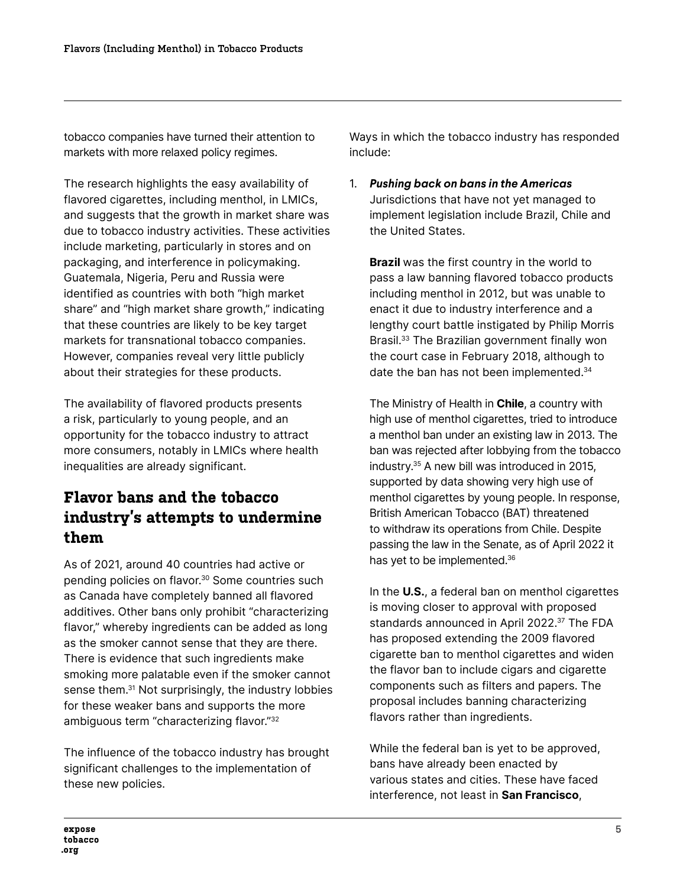tobacco companies have turned their attention to markets with more relaxed policy regimes.

The research highlights the easy availability of flavored cigarettes, including menthol, in LMICs, and suggests that the growth in market share was due to tobacco industry activities. These activities include marketing, particularly in stores and on packaging, and interference in policymaking. Guatemala, Nigeria, Peru and Russia were identified as countries with both "high market share" and "high market share growth," indicating that these countries are likely to be key target markets for transnational tobacco companies. However, companies reveal very little publicly about their strategies for these products.

The availability of flavored products presents a risk, particularly to young people, and an opportunity for the tobacco industry to attract more consumers, notably in LMICs where health inequalities are already significant.

## Flavor bans and the tobacco industry's attempts to undermine them

As of 2021, around 40 countries had active or pending policies on flavor.[30] Some countries such as Canada have completely banned all flavored additives. Other bans only prohibit "characterizing flavor," whereby ingredients can be added as long as the smoker cannot sense that they are there. There is evidence that such ingredients make smoking more palatable even if the smoker cannot sense them.[31] Not surprisingly, the industry lobbies for these weaker bans and supports the more ambiguous term "characterizing flavor."[32]

The influence of the tobacco industry has brought significant challenges to the implementation of these new policies.

Ways in which the tobacco industry has responded include:

1. ***Pushing back on bans in the Americas***
   Jurisdictions that have not yet managed to implement legislation include Brazil, Chile and the United States.

   **Brazil** was the first country in the world to pass a law banning flavored tobacco products including menthol in 2012, but was unable to enact it due to industry interference and a lengthy court battle instigated by Philip Morris Brasil.[33] The Brazilian government finally won the court case in February 2018, although to date the ban has not been implemented.[34]

   The Ministry of Health in **Chile**, a country with high use of menthol cigarettes, tried to introduce a menthol ban under an existing law in 2013. The ban was rejected after lobbying from the tobacco industry.[35] A new bill was introduced in 2015, supported by data showing very high use of menthol cigarettes by young people. In response, British American Tobacco (BAT) threatened to withdraw its operations from Chile. Despite passing the law in the Senate, as of April 2022 it has yet to be implemented.[36]

   In the **U.S.**, a federal ban on menthol cigarettes is moving closer to approval with proposed standards announced in April 2022.[37] The FDA has proposed extending the 2009 flavored cigarette ban to menthol cigarettes and widen the flavor ban to include cigars and cigarette components such as filters and papers. The proposal includes banning characterizing flavors rather than ingredients.

   While the federal ban is yet to be approved, bans have already been enacted by various states and cities. These have faced interference, not least in **San Francisco**,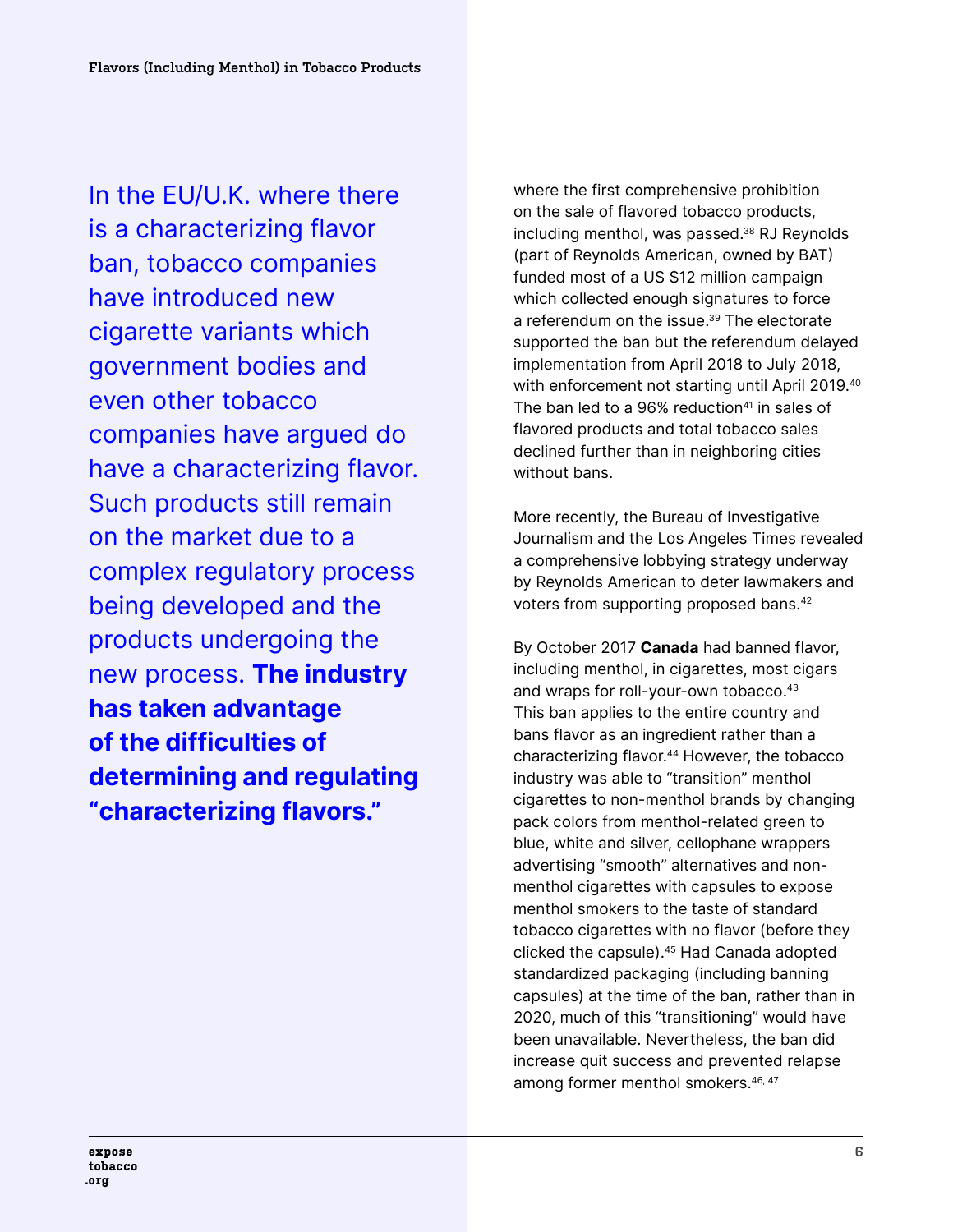In the EU/U.K. where there is a characterizing flavor ban, tobacco companies have introduced new cigarette variants which government bodies and even other tobacco companies have argued do have a characterizing flavor. Such products still remain on the market due to a complex regulatory process being developed and the products undergoing the new process. **The industry has taken advantage of the difficulties of determining and regulating "characterizing flavors."**

where the first comprehensive prohibition on the sale of flavored tobacco products, including menthol, was passed.[38] RJ Reynolds (part of Reynolds American, owned by BAT) funded most of a US $12 million campaign which collected enough signatures to force a referendum on the issue.[39] The electorate supported the ban but the referendum delayed implementation from April 2018 to July 2018, with enforcement not starting until April 2019.[40] The ban led to a 96% reduction[41] in sales of flavored products and total tobacco sales declined further than in neighboring cities without bans.

More recently, the Bureau of Investigative Journalism and the Los Angeles Times revealed a comprehensive lobbying strategy underway by Reynolds American to deter lawmakers and voters from supporting proposed bans.[42]

By October 2017 **Canada** had banned flavor, including menthol, in cigarettes, most cigars and wraps for roll-your-own tobacco.[43] This ban applies to the entire country and bans flavor as an ingredient rather than a characterizing flavor.[44] However, the tobacco industry was able to "transition" menthol cigarettes to non-menthol brands by changing pack colors from menthol-related green to blue, white and silver, cellophane wrappers advertising "smooth" alternatives and non-menthol cigarettes with capsules to expose menthol smokers to the taste of standard tobacco cigarettes with no flavor (before they clicked the capsule).[45] Had Canada adopted standardized packaging (including banning capsules) at the time of the ban, rather than in 2020, much of this "transitioning" would have been unavailable. Nevertheless, the ban did increase quit success and prevented relapse among former menthol smokers.[46, 47]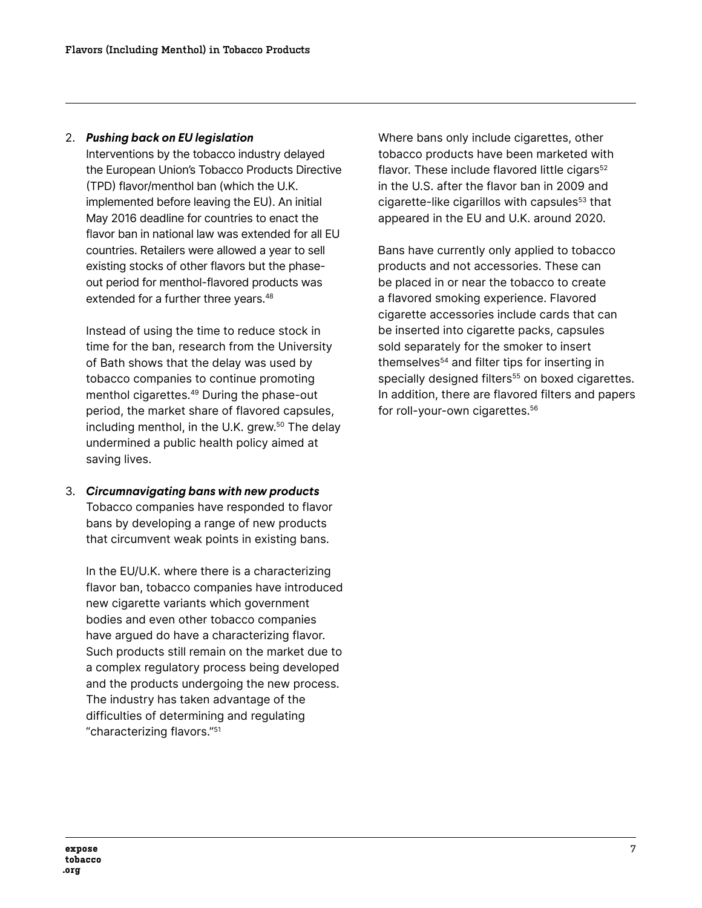2. ***Pushing back on EU legislation***
   Interventions by the tobacco industry delayed the European Union's Tobacco Products Directive (TPD) flavor/menthol ban (which the U.K. implemented before leaving the EU). An initial May 2016 deadline for countries to enact the flavor ban in national law was extended for all EU countries. Retailers were allowed a year to sell existing stocks of other flavors but the phase-out period for menthol-flavored products was extended for a further three years.[48]

   Instead of using the time to reduce stock in time for the ban, research from the University of Bath shows that the delay was used by tobacco companies to continue promoting menthol cigarettes.[49] During the phase-out period, the market share of flavored capsules, including menthol, in the U.K. grew.[50] The delay undermined a public health policy aimed at saving lives.

3. ***Circumnavigating bans with new products***
   Tobacco companies have responded to flavor bans by developing a range of new products that circumvent weak points in existing bans.

   In the EU/U.K. where there is a characterizing flavor ban, tobacco companies have introduced new cigarette variants which government bodies and even other tobacco companies have argued do have a characterizing flavor. Such products still remain on the market due to a complex regulatory process being developed and the products undergoing the new process. The industry has taken advantage of the difficulties of determining and regulating "characterizing flavors."[51]

   Where bans only include cigarettes, other tobacco products have been marketed with flavor. These include flavored little cigars[52] in the U.S. after the flavor ban in 2009 and cigarette-like cigarillos with capsules[53] that appeared in the EU and U.K. around 2020.

   Bans have currently only applied to tobacco products and not accessories. These can be placed in or near the tobacco to create a flavored smoking experience. Flavored cigarette accessories include cards that can be inserted into cigarette packs, capsules sold separately for the smoker to insert themselves[54] and filter tips for inserting in specially designed filters[55] on boxed cigarettes. In addition, there are flavored filters and papers for roll-your-own cigarettes.[56]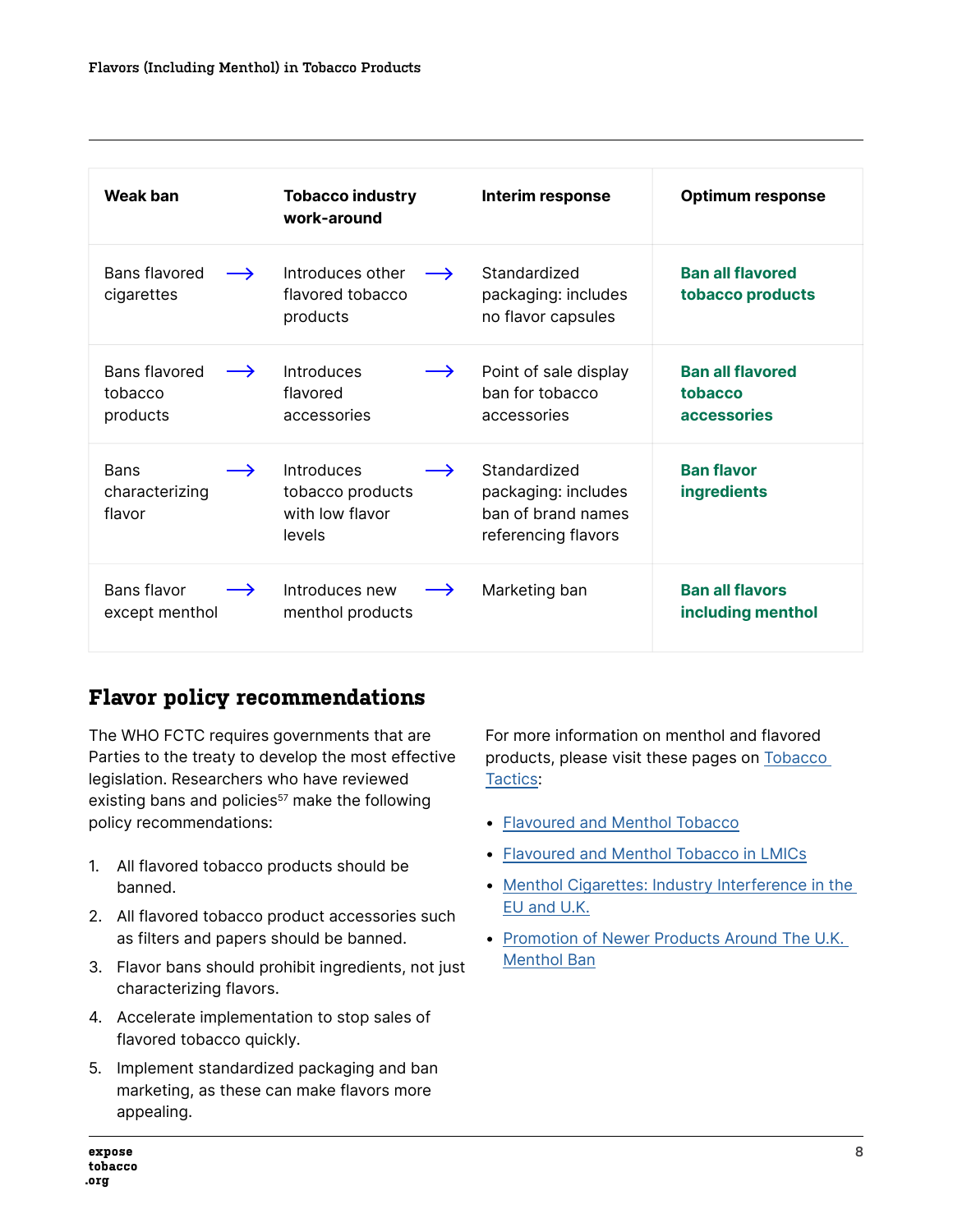| Weak ban | | Tobacco industry work-around | | Interim response | Optimum response |
|---|---|---|---|---|---|
| Bans flavored cigarettes | → | Introduces other flavored tobacco products | → | Standardized packaging: includes no flavor capsules | **Ban all flavored tobacco products** |
| Bans flavored tobacco products | → | Introduces flavored accessories | → | Point of sale display ban for tobacco accessories | **Ban all flavored tobacco accessories** |
| Bans characterizing flavor | → | Introduces tobacco products with low flavor levels | → | Standardized packaging: includes ban of brand names referencing flavors | **Ban flavor ingredients** |
| Bans flavor except menthol | → | Introduces new menthol products | → | Marketing ban | **Ban all flavors including menthol** |

## Flavor policy recommendations

The WHO FCTC requires governments that are Parties to the treaty to develop the most effective legislation. Researchers who have reviewed existing bans and policies[57] make the following policy recommendations:

1. All flavored tobacco products should be banned.
2. All flavored tobacco product accessories such as filters and papers should be banned.
3. Flavor bans should prohibit ingredients, not just characterizing flavors.
4. Accelerate implementation to stop sales of flavored tobacco quickly.
5. Implement standardized packaging and ban marketing, as these can make flavors more appealing.

For more information on menthol and flavored products, please visit these pages on Tobacco Tactics:

- Flavoured and Menthol Tobacco
- Flavoured and Menthol Tobacco in LMICs
- Menthol Cigarettes: Industry Interference in the EU and U.K.
- Promotion of Newer Products Around The U.K. Menthol Ban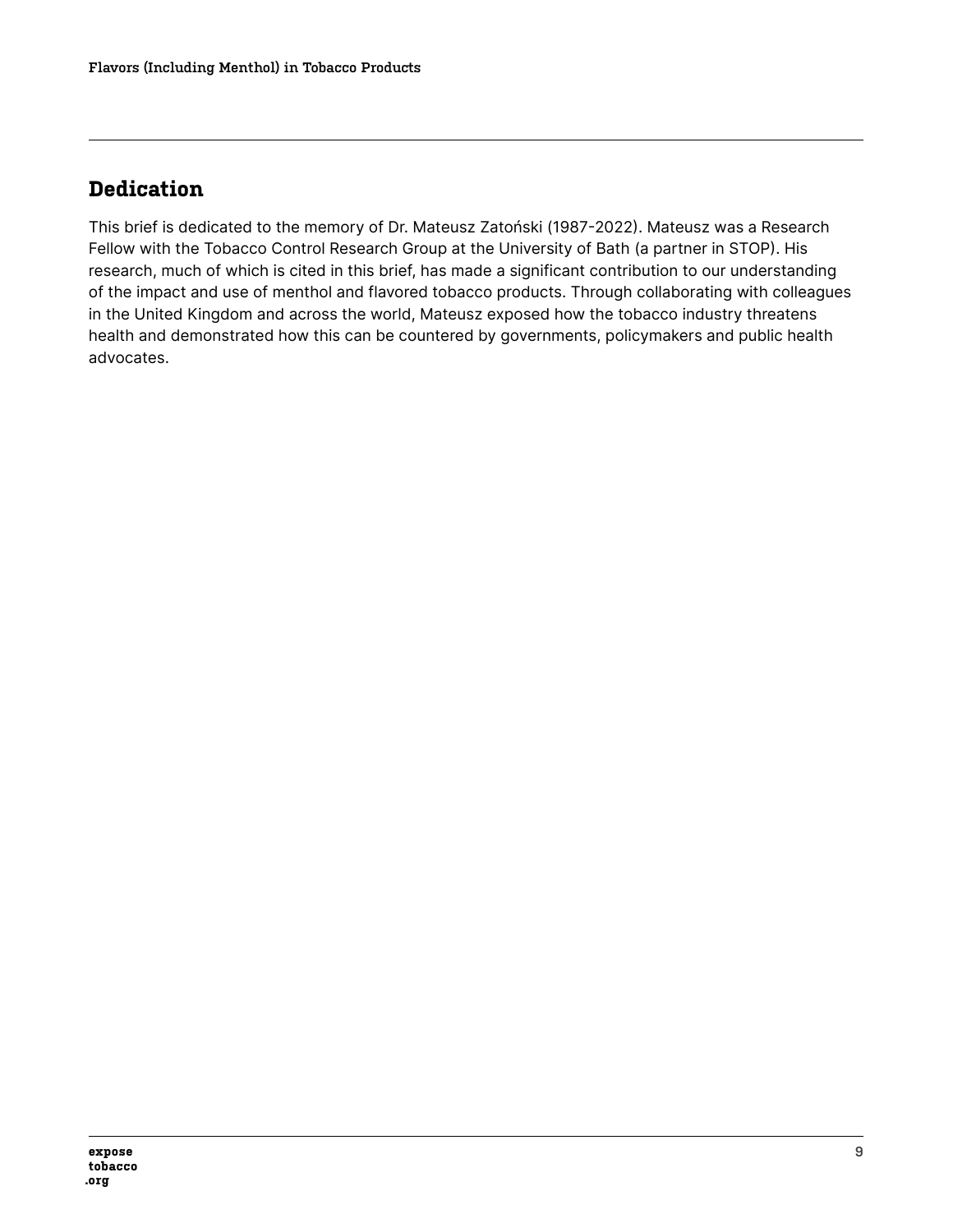## Dedication

This brief is dedicated to the memory of Dr. Mateusz Zatoński (1987-2022). Mateusz was a Research Fellow with the Tobacco Control Research Group at the University of Bath (a partner in STOP). His research, much of which is cited in this brief, has made a significant contribution to our understanding of the impact and use of menthol and flavored tobacco products. Through collaborating with colleagues in the United Kingdom and across the world, Mateusz exposed how the tobacco industry threatens health and demonstrated how this can be countered by governments, policymakers and public health advocates.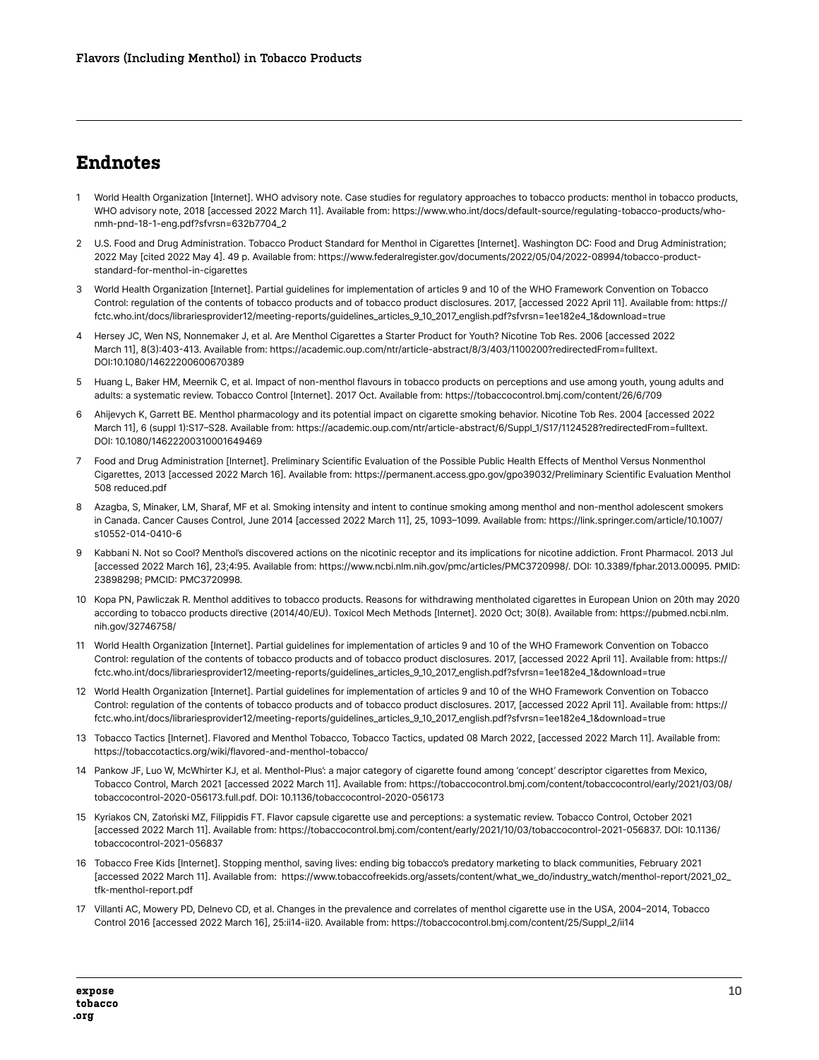## Endnotes

1. World Health Organization [Internet]. WHO advisory note. Case studies for regulatory approaches to tobacco products: menthol in tobacco products, WHO advisory note, 2018 [accessed 2022 March 11]. Available from: https://www.who.int/docs/default-source/regulating-tobacco-products/who-nmh-pnd-18-1-eng.pdf?sfvrsn=632b7704_2
2. U.S. Food and Drug Administration. Tobacco Product Standard for Menthol in Cigarettes [Internet]. Washington DC: Food and Drug Administration; 2022 May [cited 2022 May 4]. 49 p. Available from: https://www.federalregister.gov/documents/2022/05/04/2022-08994/tobacco-product-standard-for-menthol-in-cigarettes
3. World Health Organization [Internet]. Partial guidelines for implementation of articles 9 and 10 of the WHO Framework Convention on Tobacco Control: regulation of the contents of tobacco products and of tobacco product disclosures. 2017, [accessed 2022 April 11]. Available from: https://fctc.who.int/docs/librariesprovider12/meeting-reports/guidelines_articles_9_10_2017_english.pdf?sfvrsn=1ee182e4_1&download=true
4. Hersey JC, Wen NS, Nonnemaker J, et al. Are Menthol Cigarettes a Starter Product for Youth? Nicotine Tob Res. 2006 [accessed 2022 March 11], 8(3):403-413. Available from: https://academic.oup.com/ntr/article-abstract/8/3/403/1100200?redirectedFrom=fulltext. DOI:10.1080/14622200600670389
5. Huang L, Baker HM, Meernik C, et al. Impact of non-menthol flavours in tobacco products on perceptions and use among youth, young adults and adults: a systematic review. Tobacco Control [Internet]. 2017 Oct. Available from: https://tobaccocontrol.bmj.com/content/26/6/709
6. Ahijevych K, Garrett BE. Menthol pharmacology and its potential impact on cigarette smoking behavior. Nicotine Tob Res. 2004 [accessed 2022 March 11], 6 (suppl 1):S17–S28. Available from: https://academic.oup.com/ntr/article-abstract/6/Suppl_1/S17/1124528?redirectedFrom=fulltext. DOI: 10.1080/14622200310001649469
7. Food and Drug Administration [Internet]. Preliminary Scientific Evaluation of the Possible Public Health Effects of Menthol Versus Nonmenthol Cigarettes, 2013 [accessed 2022 March 16]. Available from: https://permanent.access.gpo.gov/gpo39032/Preliminary Scientific Evaluation Menthol 508 reduced.pdf
8. Azagba, S, Minaker, LM, Sharaf, MF et al. Smoking intensity and intent to continue smoking among menthol and non-menthol adolescent smokers in Canada. Cancer Causes Control, June 2014 [accessed 2022 March 11], 25, 1093–1099. Available from: https://link.springer.com/article/10.1007/s10552-014-0410-6
9. Kabbani N. Not so Cool? Menthol's discovered actions on the nicotinic receptor and its implications for nicotine addiction. Front Pharmacol. 2013 Jul [accessed 2022 March 16], 23;4:95. Available from: https://www.ncbi.nlm.nih.gov/pmc/articles/PMC3720998/. DOI: 10.3389/fphar.2013.00095. PMID: 23898298; PMCID: PMC3720998.
10. Kopa PN, Pawliczak R. Menthol additives to tobacco products. Reasons for withdrawing mentholated cigarettes in European Union on 20th may 2020 according to tobacco products directive (2014/40/EU). Toxicol Mech Methods [Internet]. 2020 Oct; 30(8). Available from: https://pubmed.ncbi.nlm.nih.gov/32746758/
11. World Health Organization [Internet]. Partial guidelines for implementation of articles 9 and 10 of the WHO Framework Convention on Tobacco Control: regulation of the contents of tobacco products and of tobacco product disclosures. 2017, [accessed 2022 April 11]. Available from: https://fctc.who.int/docs/librariesprovider12/meeting-reports/guidelines_articles_9_10_2017_english.pdf?sfvrsn=1ee182e4_1&download=true
12. World Health Organization [Internet]. Partial guidelines for implementation of articles 9 and 10 of the WHO Framework Convention on Tobacco Control: regulation of the contents of tobacco products and of tobacco product disclosures. 2017, [accessed 2022 April 11]. Available from: https://fctc.who.int/docs/librariesprovider12/meeting-reports/guidelines_articles_9_10_2017_english.pdf?sfvrsn=1ee182e4_1&download=true
13. Tobacco Tactics [Internet]. Flavored and Menthol Tobacco, Tobacco Tactics, updated 08 March 2022, [accessed 2022 March 11]. Available from: https://tobaccotactics.org/wiki/flavored-and-menthol-tobacco/
14. Pankow JF, Luo W, McWhirter KJ, et al. Menthol-Plus': a major category of cigarette found among 'concept' descriptor cigarettes from Mexico, Tobacco Control, March 2021 [accessed 2022 March 11]. Available from: https://tobaccocontrol.bmj.com/content/tobaccocontrol/early/2021/03/08/tobaccocontrol-2020-056173.full.pdf. DOI: 10.1136/tobaccocontrol-2020-056173
15. Kyriakos CN, Zatoński MZ, Filippidis FT. Flavor capsule cigarette use and perceptions: a systematic review. Tobacco Control, October 2021 [accessed 2022 March 11]. Available from: https://tobaccocontrol.bmj.com/content/early/2021/10/03/tobaccocontrol-2021-056837. DOI: 10.1136/tobaccocontrol-2021-056837
16. Tobacco Free Kids [Internet]. Stopping menthol, saving lives: ending big tobacco's predatory marketing to black communities, February 2021 [accessed 2022 March 11]. Available from: https://www.tobaccofreekids.org/assets/content/what_we_do/industry_watch/menthol-report/2021_02_tfk-menthol-report.pdf
17. Villanti AC, Mowery PD, Delnevo CD, et al. Changes in the prevalence and correlates of menthol cigarette use in the USA, 2004–2014, Tobacco Control 2016 [accessed 2022 March 16], 25:ii14-ii20. Available from: https://tobaccocontrol.bmj.com/content/25/Suppl_2/ii14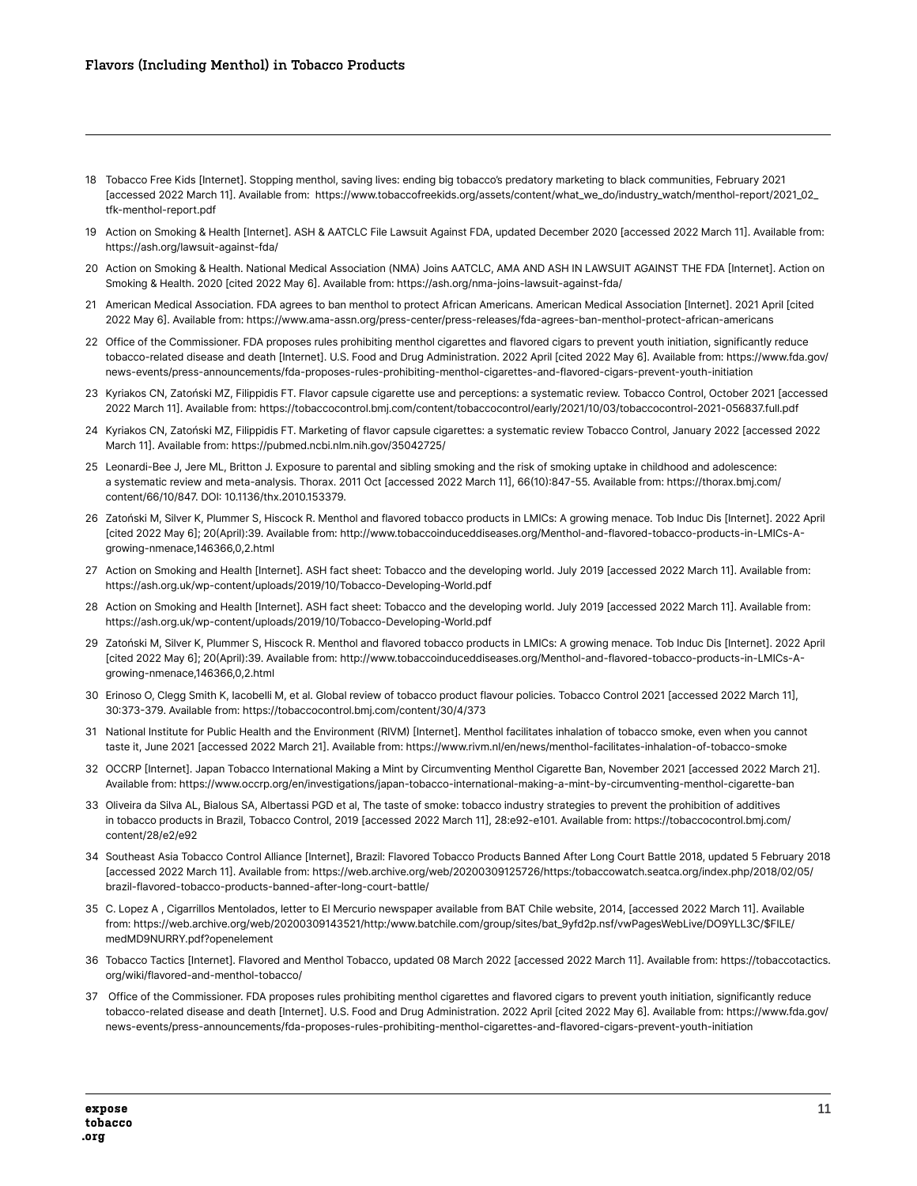18 Tobacco Free Kids [Internet]. Stopping menthol, saving lives: ending big tobacco's predatory marketing to black communities, February 2021 [accessed 2022 March 11]. Available from: https://www.tobaccofreekids.org/assets/content/what_we_do/industry_watch/menthol-report/2021_02_tfk-menthol-report.pdf

19 Action on Smoking & Health [Internet]. ASH & AATCLC File Lawsuit Against FDA, updated December 2020 [accessed 2022 March 11]. Available from: https://ash.org/lawsuit-against-fda/

20 Action on Smoking & Health. National Medical Association (NMA) Joins AATCLC, AMA AND ASH IN LAWSUIT AGAINST THE FDA [Internet]. Action on Smoking & Health. 2020 [cited 2022 May 6]. Available from: https://ash.org/nma-joins-lawsuit-against-fda/

21 American Medical Association. FDA agrees to ban menthol to protect African Americans. American Medical Association [Internet]. 2021 April [cited 2022 May 6]. Available from: https://www.ama-assn.org/press-center/press-releases/fda-agrees-ban-menthol-protect-african-americans

22 Office of the Commissioner. FDA proposes rules prohibiting menthol cigarettes and flavored cigars to prevent youth initiation, significantly reduce tobacco-related disease and death [Internet]. U.S. Food and Drug Administration. 2022 April [cited 2022 May 6]. Available from: https://www.fda.gov/news-events/press-announcements/fda-proposes-rules-prohibiting-menthol-cigarettes-and-flavored-cigars-prevent-youth-initiation

23 Kyriakos CN, Zatoński MZ, Filippidis FT. Flavor capsule cigarette use and perceptions: a systematic review. Tobacco Control, October 2021 [accessed 2022 March 11]. Available from: https://tobaccocontrol.bmj.com/content/tobaccocontrol/early/2021/10/03/tobaccocontrol-2021-056837.full.pdf

24 Kyriakos CN, Zatoński MZ, Filippidis FT. Marketing of flavor capsule cigarettes: a systematic review Tobacco Control, January 2022 [accessed 2022 March 11]. Available from: https://pubmed.ncbi.nlm.nih.gov/35042725/

25 Leonardi-Bee J, Jere ML, Britton J. Exposure to parental and sibling smoking and the risk of smoking uptake in childhood and adolescence: a systematic review and meta-analysis. Thorax. 2011 Oct [accessed 2022 March 11], 66(10):847-55. Available from: https://thorax.bmj.com/content/66/10/847. DOI: 10.1136/thx.2010.153379.

26 Zatoński M, Silver K, Plummer S, Hiscock R. Menthol and flavored tobacco products in LMICs: A growing menace. Tob Induc Dis [Internet]. 2022 April [cited 2022 May 6]; 20(April):39. Available from: http://www.tobaccoinduceddiseases.org/Menthol-and-flavored-tobacco-products-in-LMICs-A-growing-nmenace,146366,0,2.html

27 Action on Smoking and Health [Internet]. ASH fact sheet: Tobacco and the developing world. July 2019 [accessed 2022 March 11]. Available from: https://ash.org.uk/wp-content/uploads/2019/10/Tobacco-Developing-World.pdf

28 Action on Smoking and Health [Internet]. ASH fact sheet: Tobacco and the developing world. July 2019 [accessed 2022 March 11]. Available from: https://ash.org.uk/wp-content/uploads/2019/10/Tobacco-Developing-World.pdf

29 Zatoński M, Silver K, Plummer S, Hiscock R. Menthol and flavored tobacco products in LMICs: A growing menace. Tob Induc Dis [Internet]. 2022 April [cited 2022 May 6]; 20(April):39. Available from: http://www.tobaccoinduceddiseases.org/Menthol-and-flavored-tobacco-products-in-LMICs-A-growing-nmenace,146366,0,2.html

30 Erinoso O, Clegg Smith K, Iacobelli M, et al. Global review of tobacco product flavour policies. Tobacco Control 2021 [accessed 2022 March 11], 30:373-379. Available from: https://tobaccocontrol.bmj.com/content/30/4/373

31 National Institute for Public Health and the Environment (RIVM) [Internet]. Menthol facilitates inhalation of tobacco smoke, even when you cannot taste it, June 2021 [accessed 2022 March 21]. Available from: https://www.rivm.nl/en/news/menthol-facilitates-inhalation-of-tobacco-smoke

32 OCCRP [Internet]. Japan Tobacco International Making a Mint by Circumventing Menthol Cigarette Ban, November 2021 [accessed 2022 March 21]. Available from: https://www.occrp.org/en/investigations/japan-tobacco-international-making-a-mint-by-circumventing-menthol-cigarette-ban

33 Oliveira da Silva AL, Bialous SA, Albertassi PGD et al, The taste of smoke: tobacco industry strategies to prevent the prohibition of additives in tobacco products in Brazil, Tobacco Control, 2019 [accessed 2022 March 11], 28:e92-e101. Available from: https://tobaccocontrol.bmj.com/content/28/e2/e92

34 Southeast Asia Tobacco Control Alliance [Internet], Brazil: Flavored Tobacco Products Banned After Long Court Battle 2018, updated 5 February 2018 [accessed 2022 March 11]. Available from: https://web.archive.org/web/20200309125726/https:/tobaccowatch.seatca.org/index.php/2018/02/05/brazil-flavored-tobacco-products-banned-after-long-court-battle/

35 C. Lopez A , Cigarrillos Mentolados, letter to El Mercurio newspaper available from BAT Chile website, 2014, [accessed 2022 March 11]. Available from: https://web.archive.org/web/20200309143521/http:/www.batchile.com/group/sites/bat_9yfd2p.nsf/vwPagesWebLive/DO9YLL3C/$FILE/medMD9NURRY.pdf?openelement

36 Tobacco Tactics [Internet]. Flavored and Menthol Tobacco, updated 08 March 2022 [accessed 2022 March 11]. Available from: https://tobaccotactics.org/wiki/flavored-and-menthol-tobacco/

37 Office of the Commissioner. FDA proposes rules prohibiting menthol cigarettes and flavored cigars to prevent youth initiation, significantly reduce tobacco-related disease and death [Internet]. U.S. Food and Drug Administration. 2022 April [cited 2022 May 6]. Available from: https://www.fda.gov/news-events/press-announcements/fda-proposes-rules-prohibiting-menthol-cigarettes-and-flavored-cigars-prevent-youth-initiation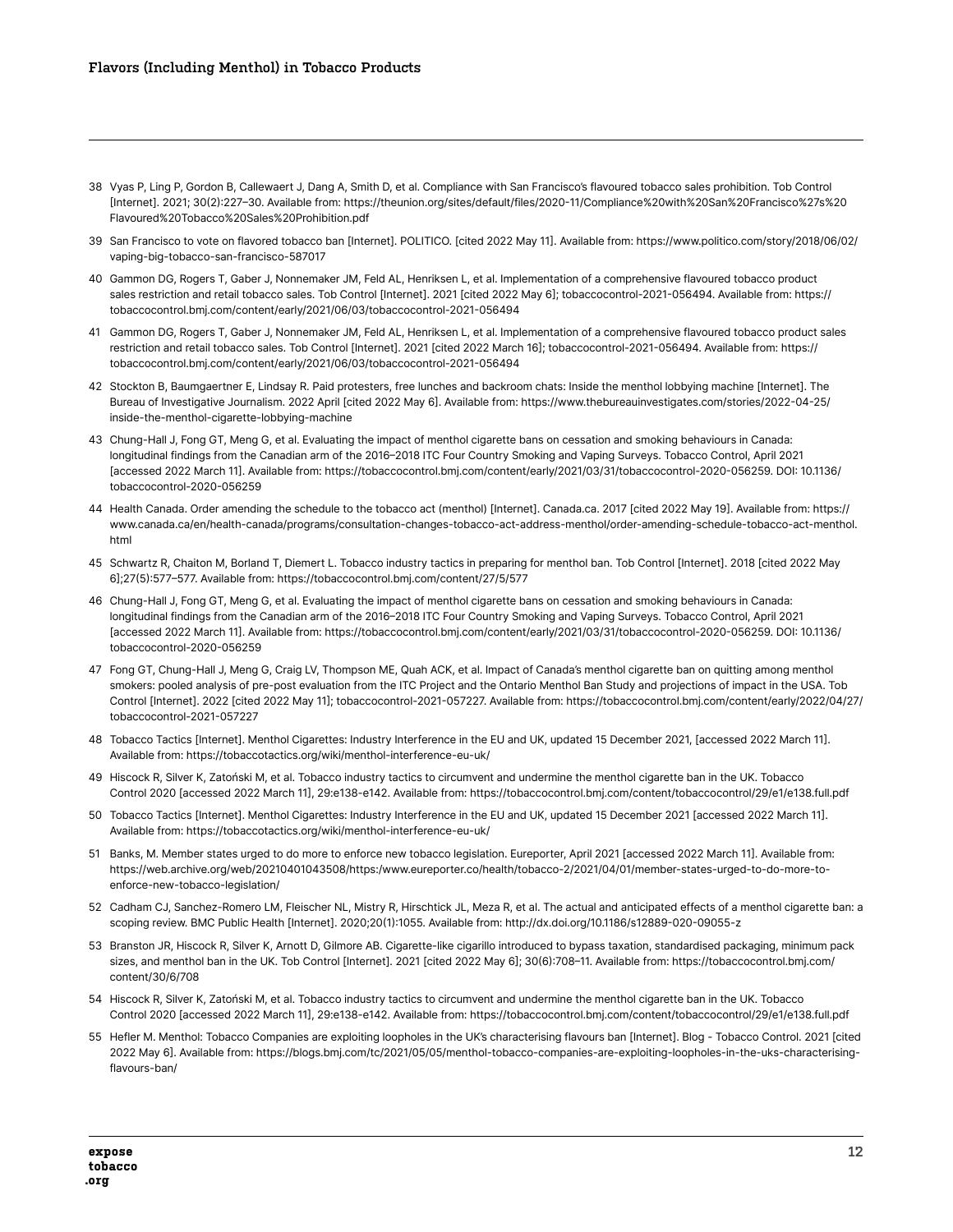38 Vyas P, Ling P, Gordon B, Callewaert J, Dang A, Smith D, et al. Compliance with San Francisco's flavoured tobacco sales prohibition. Tob Control [Internet]. 2021; 30(2):227–30. Available from: https://theunion.org/sites/default/files/2020-11/Compliance%20with%20San%20Francisco%27s%20Flavoured%20Tobacco%20Sales%20Prohibition.pdf

39 San Francisco to vote on flavored tobacco ban [Internet]. POLITICO. [cited 2022 May 11]. Available from: https://www.politico.com/story/2018/06/02/vaping-big-tobacco-san-francisco-587017

40 Gammon DG, Rogers T, Gaber J, Nonnemaker JM, Feld AL, Henriksen L, et al. Implementation of a comprehensive flavoured tobacco product sales restriction and retail tobacco sales. Tob Control [Internet]. 2021 [cited 2022 May 6]; tobaccocontrol-2021-056494. Available from: https://tobaccocontrol.bmj.com/content/early/2021/06/03/tobaccocontrol-2021-056494

41 Gammon DG, Rogers T, Gaber J, Nonnemaker JM, Feld AL, Henriksen L, et al. Implementation of a comprehensive flavoured tobacco product sales restriction and retail tobacco sales. Tob Control [Internet]. 2021 [cited 2022 March 16]; tobaccocontrol-2021-056494. Available from: https://tobaccocontrol.bmj.com/content/early/2021/06/03/tobaccocontrol-2021-056494

42 Stockton B, Baumgaertner E, Lindsay R. Paid protesters, free lunches and backroom chats: Inside the menthol lobbying machine [Internet]. The Bureau of Investigative Journalism. 2022 April [cited 2022 May 6]. Available from: https://www.thebureauinvestigates.com/stories/2022-04-25/inside-the-menthol-cigarette-lobbying-machine

43 Chung-Hall J, Fong GT, Meng G, et al. Evaluating the impact of menthol cigarette bans on cessation and smoking behaviours in Canada: longitudinal findings from the Canadian arm of the 2016–2018 ITC Four Country Smoking and Vaping Surveys. Tobacco Control, April 2021 [accessed 2022 March 11]. Available from: https://tobaccocontrol.bmj.com/content/early/2021/03/31/tobaccocontrol-2020-056259. DOI: 10.1136/tobaccocontrol-2020-056259

44 Health Canada. Order amending the schedule to the tobacco act (menthol) [Internet]. Canada.ca. 2017 [cited 2022 May 19]. Available from: https://www.canada.ca/en/health-canada/programs/consultation-changes-tobacco-act-address-menthol/order-amending-schedule-tobacco-act-menthol.html

45 Schwartz R, Chaiton M, Borland T, Diemert L. Tobacco industry tactics in preparing for menthol ban. Tob Control [Internet]. 2018 [cited 2022 May 6];27(5):577–577. Available from: https://tobaccocontrol.bmj.com/content/27/5/577

46 Chung-Hall J, Fong GT, Meng G, et al. Evaluating the impact of menthol cigarette bans on cessation and smoking behaviours in Canada: longitudinal findings from the Canadian arm of the 2016–2018 ITC Four Country Smoking and Vaping Surveys. Tobacco Control, April 2021 [accessed 2022 March 11]. Available from: https://tobaccocontrol.bmj.com/content/early/2021/03/31/tobaccocontrol-2020-056259. DOI: 10.1136/tobaccocontrol-2020-056259

47 Fong GT, Chung-Hall J, Meng G, Craig LV, Thompson ME, Quah ACK, et al. Impact of Canada's menthol cigarette ban on quitting among menthol smokers: pooled analysis of pre-post evaluation from the ITC Project and the Ontario Menthol Ban Study and projections of impact in the USA. Tob Control [Internet]. 2022 [cited 2022 May 11]; tobaccocontrol-2021-057227. Available from: https://tobaccocontrol.bmj.com/content/early/2022/04/27/tobaccocontrol-2021-057227

48 Tobacco Tactics [Internet]. Menthol Cigarettes: Industry Interference in the EU and UK, updated 15 December 2021, [accessed 2022 March 11]. Available from: https://tobaccotactics.org/wiki/menthol-interference-eu-uk/

49 Hiscock R, Silver K, Zatoński M, et al. Tobacco industry tactics to circumvent and undermine the menthol cigarette ban in the UK. Tobacco Control 2020 [accessed 2022 March 11], 29:e138-e142. Available from: https://tobaccocontrol.bmj.com/content/tobaccocontrol/29/e1/e138.full.pdf

50 Tobacco Tactics [Internet]. Menthol Cigarettes: Industry Interference in the EU and UK, updated 15 December 2021 [accessed 2022 March 11]. Available from: https://tobaccotactics.org/wiki/menthol-interference-eu-uk/

51 Banks, M. Member states urged to do more to enforce new tobacco legislation. Eureporter, April 2021 [accessed 2022 March 11]. Available from: https://web.archive.org/web/20210401043508/https:/www.eureporter.co/health/tobacco-2/2021/04/01/member-states-urged-to-do-more-to-enforce-new-tobacco-legislation/

52 Cadham CJ, Sanchez-Romero LM, Fleischer NL, Mistry R, Hirschtick JL, Meza R, et al. The actual and anticipated effects of a menthol cigarette ban: a scoping review. BMC Public Health [Internet]. 2020;20(1):1055. Available from: http://dx.doi.org/10.1186/s12889-020-09055-z

53 Branston JR, Hiscock R, Silver K, Arnott D, Gilmore AB. Cigarette-like cigarillo introduced to bypass taxation, standardised packaging, minimum pack sizes, and menthol ban in the UK. Tob Control [Internet]. 2021 [cited 2022 May 6]; 30(6):708–11. Available from: https://tobaccocontrol.bmj.com/content/30/6/708

54 Hiscock R, Silver K, Zatoński M, et al. Tobacco industry tactics to circumvent and undermine the menthol cigarette ban in the UK. Tobacco Control 2020 [accessed 2022 March 11], 29:e138-e142. Available from: https://tobaccocontrol.bmj.com/content/tobaccocontrol/29/e1/e138.full.pdf

55 Hefler M. Menthol: Tobacco Companies are exploiting loopholes in the UK's characterising flavours ban [Internet]. Blog - Tobacco Control. 2021 [cited 2022 May 6]. Available from: https://blogs.bmj.com/tc/2021/05/05/menthol-tobacco-companies-are-exploiting-loopholes-in-the-uks-characterising-flavours-ban/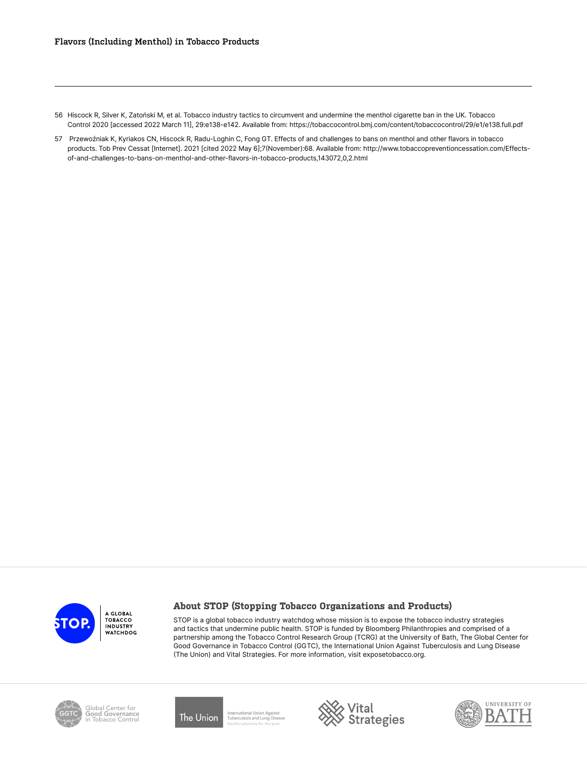56 Hiscock R, Silver K, Zatoński M, et al. Tobacco industry tactics to circumvent and undermine the menthol cigarette ban in the UK. Tobacco Control 2020 [accessed 2022 March 11], 29:e138-e142. Available from: https://tobaccocontrol.bmj.com/content/tobaccocontrol/29/e1/e138.full.pdf

57 Przewoźniak K, Kyriakos CN, Hiscock R, Radu-Loghin C, Fong GT. Effects of and challenges to bans on menthol and other flavors in tobacco products. Tob Prev Cessat [Internet]. 2021 [cited 2022 May 6];7(November):68. Available from: http://www.tobaccopreventioncessation.com/Effects-of-and-challenges-to-bans-on-menthol-and-other-flavors-in-tobacco-products,143072,0,2.html

STOP. A GLOBAL TOBACCO INDUSTRY WATCHDOG

## About STOP (Stopping Tobacco Organizations and Products)

STOP is a global tobacco industry watchdog whose mission is to expose the tobacco industry strategies and tactics that undermine public health. STOP is funded by Bloomberg Philanthropies and comprised of a partnership among the Tobacco Control Research Group (TCRG) at the University of Bath, The Global Center for Good Governance in Tobacco Control (GGTC), the International Union Against Tuberculosis and Lung Disease (The Union) and Vital Strategies. For more information, visit exposetobacco.org.

GGTC Global Center for Good Governance in Tobacco Control

The Union International Union Against Tuberculosis and Lung Disease Health solutions for the poor

Vital Strategies

UNIVERSITY OF BATH